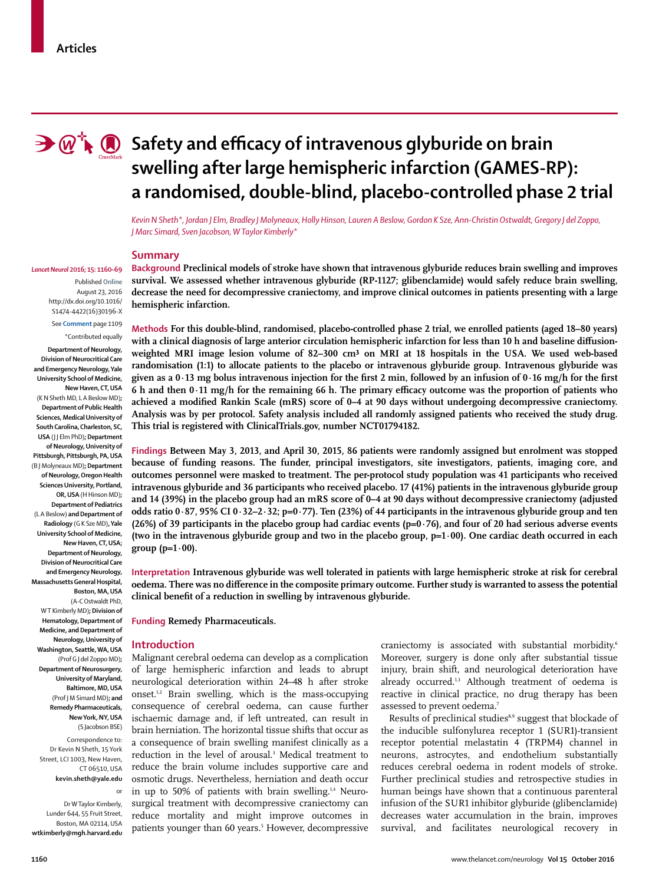Articles

# Safety and efficacy of intravenous glyburide on brain swelling after large hemispheric infarction (GAMES-RP): a randomised, double-blind, placebo-controlled phase 2 trial

*Kevin N Sheth\*, Jordan J Elm, Bradley J Molyneaux, Holly Hinson, Lauren A Beslow, Gordon K Sze, Ann-Christin Ostwaldt, Gregory J del Zoppo, J Marc Simard, Sven Jacobson, W Taylor Kimberly\**

*Lancet Neurol* 2016; 15: 1160–69

Published Online August 23, 2016 http://dx.doi.org/10.1016/S1474-4422(16)30196-X

See **Comment** page 1109

\*Contributed equally

**Department of Neurology, Division of Neurocritical Care and Emergency Neurology, Yale University School of Medicine, New Haven, CT, USA** (K N Sheth MD, L A Beslow MD)**; Department of Public Health Sciences, Medical University of South Carolina, Charleston, SC, USA** (J J Elm PhD)**; Department of Neurology, University of Pittsburgh, Pittsburgh, PA, USA** (B J Molyneaux MD)**; Department of Neurology, Oregon Health Sciences University, Portland, OR, USA** (H Hinson MD)**; Department of Pediatrics** (L A Beslow) **and Department of Radiology** (G K Sze MD)**, Yale University School of Medicine, New Haven, CT, USA; Department of Neurology, Division of Neurocritical Care and Emergency Neurology, Massachusetts General Hospital, Boston, MA, USA** (A-C Ostwaldt PhD, W T Kimberly MD)**; Division of Hematology, Department of Medicine, and Department of Neurology, University of Washington, Seattle, WA, USA** (Prof G J del Zoppo MD)**; Department of Neurosurgery, University of Maryland, Baltimore, MD, USA** (Prof J M Simard MD)**; and Remedy Pharmaceuticals, New York, NY, USA** (S Jacobson BSE)

Correspondence to: Dr Kevin N Sheth, 15 York Street, LCI 1003, New Haven, CT 06510, USA **kevin.sheth@yale.edu**

or

Dr W Taylor Kimberly, Lunder 644, 55 Fruit Street, Boston, MA 02114, USA **wtkimberly@mgh.harvard.edu**

## Summary

**Background Preclinical models of stroke have shown that intravenous glyburide reduces brain swelling and improves survival. We assessed whether intravenous glyburide (RP-1127; glibenclamide) would safely reduce brain swelling, decrease the need for decompressive craniectomy, and improve clinical outcomes in patients presenting with a large hemispheric infarction.**

**Methods For this double-blind, randomised, placebo-controlled phase 2 trial, we enrolled patients (aged 18–80 years) with a clinical diagnosis of large anterior circulation hemispheric infarction for less than 10 h and baseline diffusion-weighted MRI image lesion volume of 82–300 cm³ on MRI at 18 hospitals in the USA. We used web-based randomisation (1:1) to allocate patients to the placebo or intravenous glyburide group. Intravenous glyburide was given as a 0·13 mg bolus intravenous injection for the first 2 min, followed by an infusion of 0·16 mg/h for the first 6 h and then 0·11 mg/h for the remaining 66 h. The primary efficacy outcome was the proportion of patients who achieved a modified Rankin Scale (mRS) score of 0–4 at 90 days without undergoing decompressive craniectomy. Analysis was by per protocol. Safety analysis included all randomly assigned patients who received the study drug. This trial is registered with ClinicalTrials.gov, number NCT01794182.**

**Findings Between May 3, 2013, and April 30, 2015, 86 patients were randomly assigned but enrolment was stopped because of funding reasons. The funder, principal investigators, site investigators, patients, imaging core, and outcomes personnel were masked to treatment. The per-protocol study population was 41 participants who received intravenous glyburide and 36 participants who received placebo. 17 (41%) patients in the intravenous glyburide group and 14 (39%) in the placebo group had an mRS score of 0–4 at 90 days without decompressive craniectomy (adjusted odds ratio 0·87, 95% CI 0·32–2·32; p=0·77). Ten (23%) of 44 participants in the intravenous glyburide group and ten (26%) of 39 participants in the placebo group had cardiac events (p=0·76), and four of 20 had serious adverse events (two in the intravenous glyburide group and two in the placebo group, p=1·00). One cardiac death occurred in each group (p=1·00).**

**Interpretation Intravenous glyburide was well tolerated in patients with large hemispheric stroke at risk for cerebral oedema. There was no difference in the composite primary outcome. Further study is warranted to assess the potential clinical benefit of a reduction in swelling by intravenous glyburide.**

**Funding Remedy Pharmaceuticals.**

## Introduction

Malignant cerebral oedema can develop as a complication of large hemispheric infarction and leads to abrupt neurological deterioration within 24–48 h after stroke onset.[1,2] Brain swelling, which is the mass-occupying consequence of cerebral oedema, can cause further ischaemic damage and, if left untreated, can result in brain herniation. The horizontal tissue shifts that occur as a consequence of brain swelling manifest clinically as a reduction in the level of arousal.[3] Medical treatment to reduce the brain volume includes supportive care and osmotic drugs. Nevertheless, herniation and death occur in up to 50% of patients with brain swelling.[1,4] Neurosurgical treatment with decompressive craniectomy can reduce mortality and might improve outcomes in patients younger than 60 years.[5] However, decompressive craniectomy is associated with substantial morbidity.[6] Moreover, surgery is done only after substantial tissue injury, brain shift, and neurological deterioration have already occurred.[1,3] Although treatment of oedema is reactive in clinical practice, no drug therapy has been assessed to prevent oedema.[7]

Results of preclinical studies[8,9] suggest that blockade of the inducible sulfonylurea receptor 1 (SUR1)-transient receptor potential melastatin 4 (TRPM4) channel in neurons, astrocytes, and endothelium substantially reduces cerebral oedema in rodent models of stroke. Further preclinical studies and retrospective studies in human beings have shown that a continuous parenteral infusion of the SUR1 inhibitor glyburide (glibenclamide) decreases water accumulation in the brain, improves survival, and facilitates neurological recovery in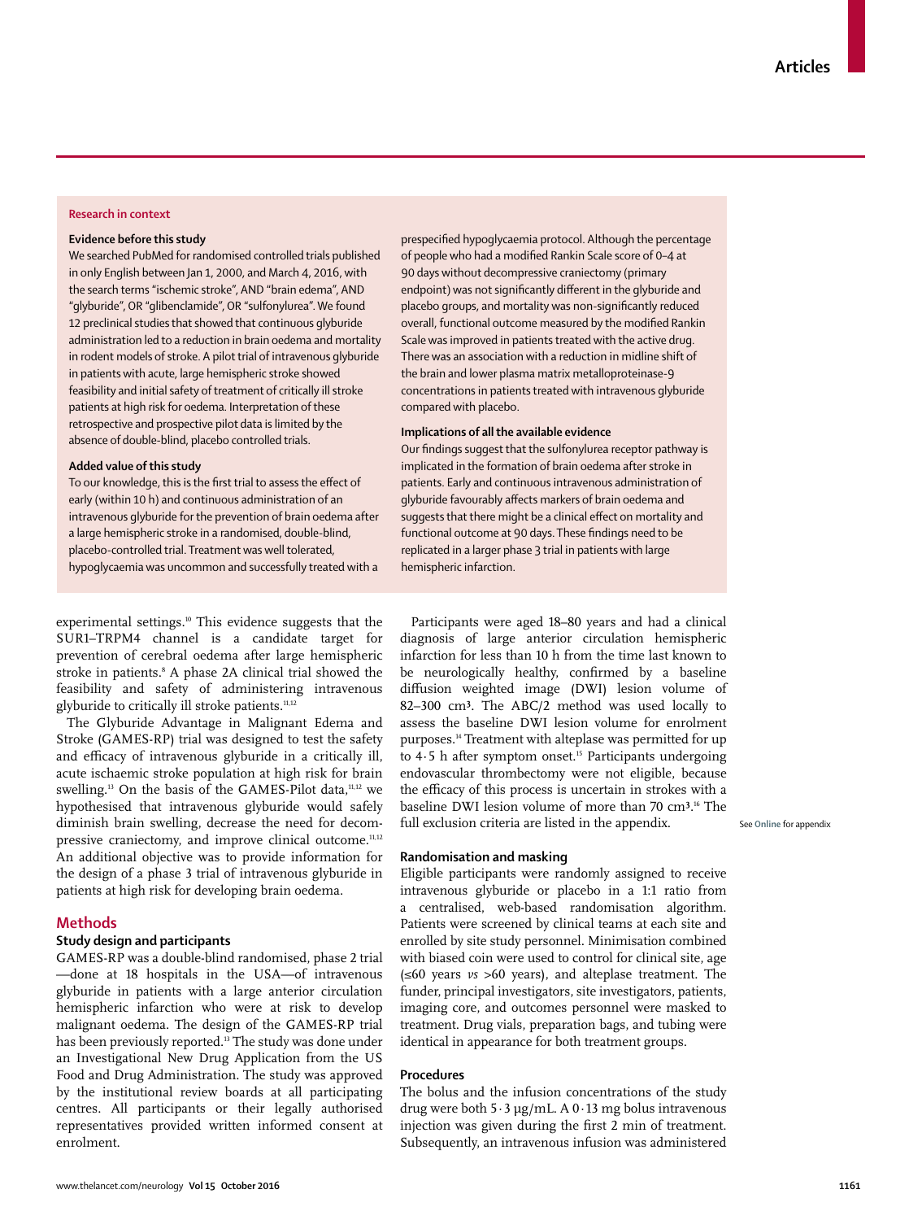**Research in context**

**Evidence before this study**

We searched PubMed for randomised controlled trials published in only English between Jan 1, 2000, and March 4, 2016, with the search terms "ischemic stroke", AND "brain edema", AND "glyburide", OR "glibenclamide", OR "sulfonylurea". We found 12 preclinical studies that showed that continuous glyburide administration led to a reduction in brain oedema and mortality in rodent models of stroke. A pilot trial of intravenous glyburide in patients with acute, large hemispheric stroke showed feasibility and initial safety of treatment of critically ill stroke patients at high risk for oedema. Interpretation of these retrospective and prospective pilot data is limited by the absence of double-blind, placebo controlled trials.

**Added value of this study**

To our knowledge, this is the first trial to assess the effect of early (within 10 h) and continuous administration of an intravenous glyburide for the prevention of brain oedema after a large hemispheric stroke in a randomised, double-blind, placebo-controlled trial. Treatment was well tolerated, hypoglycaemia was uncommon and successfully treated with a prespecified hypoglycaemia protocol. Although the percentage of people who had a modified Rankin Scale score of 0–4 at 90 days without decompressive craniectomy (primary endpoint) was not significantly different in the glyburide and placebo groups, and mortality was non-significantly reduced overall, functional outcome measured by the modified Rankin Scale was improved in patients treated with the active drug. There was an association with a reduction in midline shift of the brain and lower plasma matrix metalloproteinase-9 concentrations in patients treated with intravenous glyburide compared with placebo.

**Implications of all the available evidence**

Our findings suggest that the sulfonylurea receptor pathway is implicated in the formation of brain oedema after stroke in patients. Early and continuous intravenous administration of glyburide favourably affects markers of brain oedema and suggests that there might be a clinical effect on mortality and functional outcome at 90 days. These findings need to be replicated in a larger phase 3 trial in patients with large hemispheric infarction.

experimental settings.[10] This evidence suggests that the SUR1–TRPM4 channel is a candidate target for prevention of cerebral oedema after large hemispheric stroke in patients.[8] A phase 2A clinical trial showed the feasibility and safety of administering intravenous glyburide to critically ill stroke patients.[11,12]

The Glyburide Advantage in Malignant Edema and Stroke (GAMES-RP) trial was designed to test the safety and efficacy of intravenous glyburide in a critically ill, acute ischaemic stroke population at high risk for brain swelling.[13] On the basis of the GAMES-Pilot data,[11,12] we hypothesised that intravenous glyburide would safely diminish brain swelling, decrease the need for decompressive craniectomy, and improve clinical outcome.[11,12] An additional objective was to provide information for the design of a phase 3 trial of intravenous glyburide in patients at high risk for developing brain oedema.

## Methods

### Study design and participants

GAMES-RP was a double-blind randomised, phase 2 trial —done at 18 hospitals in the USA—of intravenous glyburide in patients with a large anterior circulation hemispheric infarction who were at risk to develop malignant oedema. The design of the GAMES-RP trial has been previously reported.[13] The study was done under an Investigational New Drug Application from the US Food and Drug Administration. The study was approved by the institutional review boards at all participating centres. All participants or their legally authorised representatives provided written informed consent at enrolment.

Participants were aged 18–80 years and had a clinical diagnosis of large anterior circulation hemispheric infarction for less than 10 h from the time last known to be neurologically healthy, confirmed by a baseline diffusion weighted image (DWI) lesion volume of 82–300 $cm^3$. The ABC/2 method was used locally to assess the baseline DWI lesion volume for enrolment purposes.[14] Treatment with alteplase was permitted for up to 4·5 h after symptom onset.[15] Participants undergoing endovascular thrombectomy were not eligible, because the efficacy of this process is uncertain in strokes with a baseline DWI lesion volume of more than 70 $cm^3$.[16] The full exclusion criteria are listed in the appendix.

See **Online** for appendix

### Randomisation and masking

Eligible participants were randomly assigned to receive intravenous glyburide or placebo in a 1:1 ratio from a centralised, web-based randomisation algorithm. Patients were screened by clinical teams at each site and enrolled by site study personnel. Minimisation combined with biased coin were used to control for clinical site, age (≤60 years *vs* >60 years), and alteplase treatment. The funder, principal investigators, site investigators, patients, imaging core, and outcomes personnel were masked to treatment. Drug vials, preparation bags, and tubing were identical in appearance for both treatment groups.

### Procedures

The bolus and the infusion concentrations of the study drug were both 5·3 μg/mL. A 0·13 mg bolus intravenous injection was given during the first 2 min of treatment. Subsequently, an intravenous infusion was administered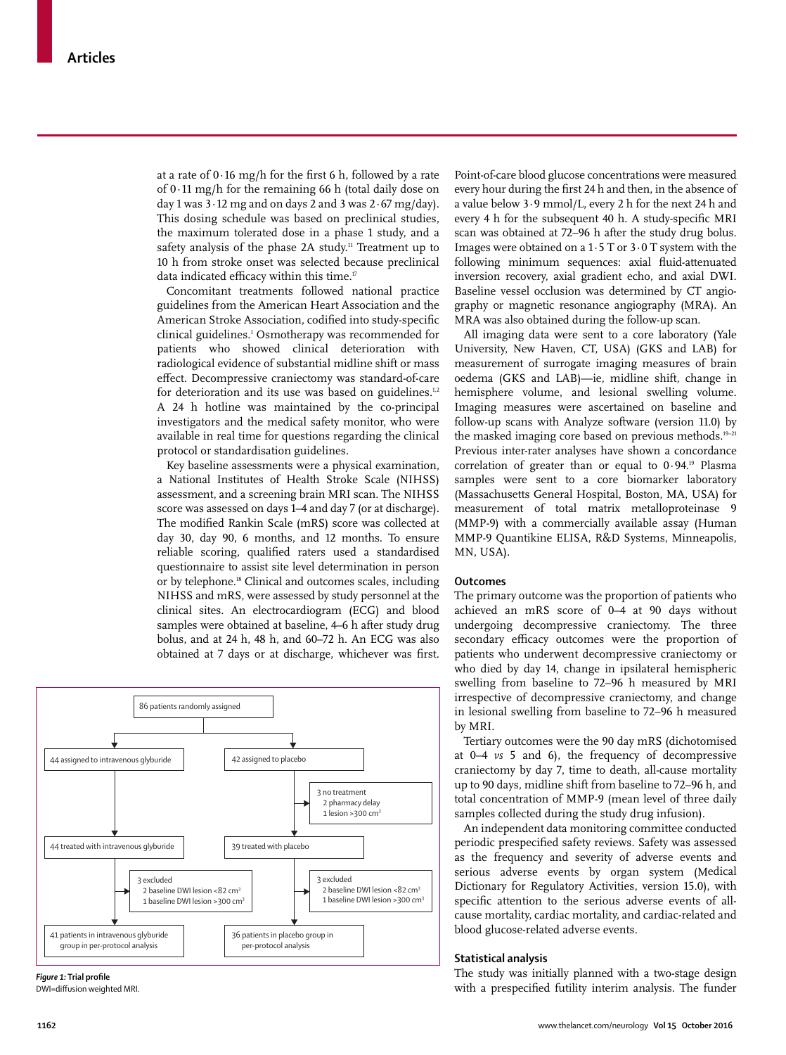at a rate of 0·16 mg/h for the first 6 h, followed by a rate of 0·11 mg/h for the remaining 66 h (total daily dose on day 1 was 3·12 mg and on days 2 and 3 was 2·67 mg/day). This dosing schedule was based on preclinical studies, the maximum tolerated dose in a phase 1 study, and a safety analysis of the phase 2A study.[11] Treatment up to 10 h from stroke onset was selected because preclinical data indicated efficacy within this time.[17]

Concomitant treatments followed national practice guidelines from the American Heart Association and the American Stroke Association, codified into study-specific clinical guidelines.[1] Osmotherapy was recommended for patients who showed clinical deterioration with radiological evidence of substantial midline shift or mass effect. Decompressive craniectomy was standard-of-care for deterioration and its use was based on guidelines.[1,2] A 24 h hotline was maintained by the co-principal investigators and the medical safety monitor, who were available in real time for questions regarding the clinical protocol or standardisation guidelines.

Key baseline assessments were a physical examination, a National Institutes of Health Stroke Scale (NIHSS) assessment, and a screening brain MRI scan. The NIHSS score was assessed on days 1–4 and day 7 (or at discharge). The modified Rankin Scale (mRS) score was collected at day 30, day 90, 6 months, and 12 months. To ensure reliable scoring, qualified raters used a standardised questionnaire to assist site level determination in person or by telephone.[18] Clinical and outcomes scales, including NIHSS and mRS, were assessed by study personnel at the clinical sites. An electrocardiogram (ECG) and blood samples were obtained at baseline, 4–6 h after study drug bolus, and at 24 h, 48 h, and 60–72 h. An ECG was also obtained at 7 days or at discharge, whichever was first.

```
86 patients randomly assigned
├── 44 assigned to intravenous glyburide
│   └── 44 treated with intravenous glyburide
│       ├── 3 excluded
│       │     2 baseline DWI lesion <82 cm³
│       │     1 baseline DWI lesion >300 cm³
│       └── 41 patients in intravenous glyburide group in per-protocol analysis
└── 42 assigned to placebo
    ├── 3 no treatment
    │     2 pharmacy delay
    │     1 lesion >300 cm³
    └── 39 treated with placebo
        ├── 3 excluded
        │     2 baseline DWI lesion <82 cm³
        │     1 baseline DWI lesion >300 cm³
        └── 36 patients in placebo group in per-protocol analysis
```

***Figure 1:*** **Trial profile**
DWI=diffusion weighted MRI.

Point-of-care blood glucose concentrations were measured every hour during the first 24 h and then, in the absence of a value below 3·9 mmol/L, every 2 h for the next 24 h and every 4 h for the subsequent 40 h. A study-specific MRI scan was obtained at 72–96 h after the study drug bolus. Images were obtained on a 1·5 T or 3·0 T system with the following minimum sequences: axial fluid-attenuated inversion recovery, axial gradient echo, and axial DWI. Baseline vessel occlusion was determined by CT angiography or magnetic resonance angiography (MRA). An MRA was also obtained during the follow-up scan.

All imaging data were sent to a core laboratory (Yale University, New Haven, CT, USA) (GKS and LAB) for measurement of surrogate imaging measures of brain oedema (GKS and LAB)—ie, midline shift, change in hemisphere volume, and lesional swelling volume. Imaging measures were ascertained on baseline and follow-up scans with Analyze software (version 11.0) by the masked imaging core based on previous methods.[19–21] Previous inter-rater analyses have shown a concordance correlation of greater than or equal to 0·94.[19] Plasma samples were sent to a core biomarker laboratory (Massachusetts General Hospital, Boston, MA, USA) for measurement of total matrix metalloproteinase 9 (MMP-9) with a commercially available assay (Human MMP-9 Quantikine ELISA, R&D Systems, Minneapolis, MN, USA).

## Outcomes

The primary outcome was the proportion of patients who achieved an mRS score of 0–4 at 90 days without undergoing decompressive craniectomy. The three secondary efficacy outcomes were the proportion of patients who underwent decompressive craniectomy or who died by day 14, change in ipsilateral hemispheric swelling from baseline to 72–96 h measured by MRI irrespective of decompressive craniectomy, and change in lesional swelling from baseline to 72–96 h measured by MRI.

Tertiary outcomes were the 90 day mRS (dichotomised at 0–4 *vs* 5 and 6), the frequency of decompressive craniectomy by day 7, time to death, all-cause mortality up to 90 days, midline shift from baseline to 72–96 h, and total concentration of MMP-9 (mean level of three daily samples collected during the study drug infusion).

An independent data monitoring committee conducted periodic prespecified safety reviews. Safety was assessed as the frequency and severity of adverse events and serious adverse events by organ system (Medical Dictionary for Regulatory Activities, version 15.0), with specific attention to the serious adverse events of all-cause mortality, cardiac mortality, and cardiac-related and blood glucose-related adverse events.

## Statistical analysis

The study was initially planned with a two-stage design with a prespecified futility interim analysis. The funder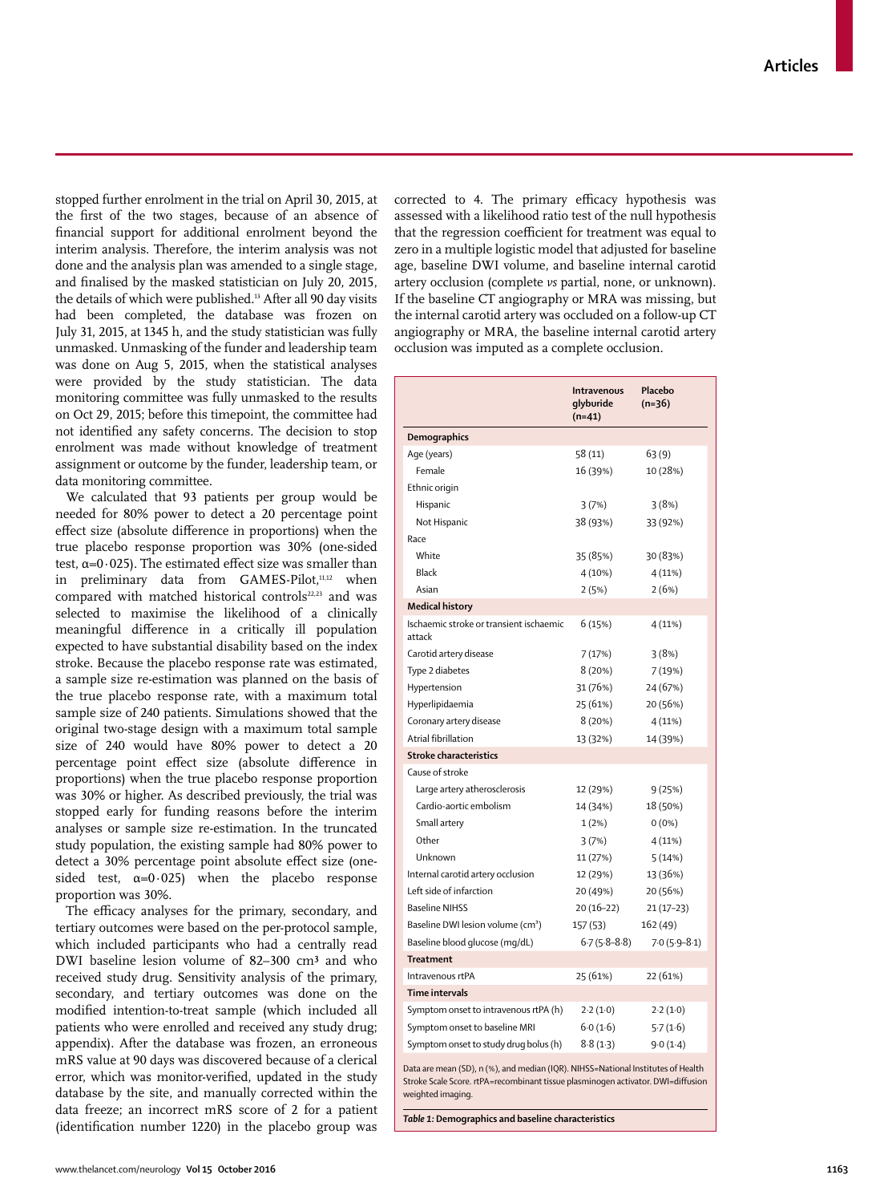stopped further enrolment in the trial on April 30, 2015, at the first of the two stages, because of an absence of financial support for additional enrolment beyond the interim analysis. Therefore, the interim analysis was not done and the analysis plan was amended to a single stage, and finalised by the masked statistician on July 20, 2015, the details of which were published.[13] After all 90 day visits had been completed, the database was frozen on July 31, 2015, at 1345 h, and the study statistician was fully unmasked. Unmasking of the funder and leadership team was done on Aug 5, 2015, when the statistical analyses were provided by the study statistician. The data monitoring committee was fully unmasked to the results on Oct 29, 2015; before this timepoint, the committee had not identified any safety concerns. The decision to stop enrolment was made without knowledge of treatment assignment or outcome by the funder, leadership team, or data monitoring committee.

We calculated that 93 patients per group would be needed for 80% power to detect a 20 percentage point effect size (absolute difference in proportions) when the true placebo response proportion was 30% (one-sided test, α=0·025). The estimated effect size was smaller than in preliminary data from GAMES-Pilot,[11,12] when compared with matched historical controls[22,23] and was selected to maximise the likelihood of a clinically meaningful difference in a critically ill population expected to have substantial disability based on the index stroke. Because the placebo response rate was estimated, a sample size re-estimation was planned on the basis of the true placebo response rate, with a maximum total sample size of 240 patients. Simulations showed that the original two-stage design with a maximum total sample size of 240 would have 80% power to detect a 20 percentage point effect size (absolute difference in proportions) when the true placebo response proportion was 30% or higher. As described previously, the trial was stopped early for funding reasons before the interim analyses or sample size re-estimation. In the truncated study population, the existing sample had 80% power to detect a 30% percentage point absolute effect size (one-sided test, α=0·025) when the placebo response proportion was 30%.

The efficacy analyses for the primary, secondary, and tertiary outcomes were based on the per-protocol sample, which included participants who had a centrally read DWI baseline lesion volume of 82–300 cm³ and who received study drug. Sensitivity analysis of the primary, secondary, and tertiary outcomes was done on the modified intention-to-treat sample (which included all patients who were enrolled and received any study drug; appendix). After the database was frozen, an erroneous mRS value at 90 days was discovered because of a clerical error, which was monitor-verified, updated in the study database by the site, and manually corrected within the data freeze; an incorrect mRS score of 2 for a patient (identification number 1220) in the placebo group was corrected to 4. The primary efficacy hypothesis was assessed with a likelihood ratio test of the null hypothesis that the regression coefficient for treatment was equal to zero in a multiple logistic model that adjusted for baseline age, baseline DWI volume, and baseline internal carotid artery occlusion (complete *vs* partial, none, or unknown). If the baseline CT angiography or MRA was missing, but the internal carotid artery was occluded on a follow-up CT angiography or MRA, the baseline internal carotid artery occlusion was imputed as a complete occlusion.

| | Intravenous glyburide (n=41) | Placebo (n=36) |
|---|---|---|
| **Demographics** | | |
| Age (years) | 58 (11) | 63 (9) |
| Female | 16 (39%) | 10 (28%) |
| Ethnic origin | | |
| Hispanic | 3 (7%) | 3 (8%) |
| Not Hispanic | 38 (93%) | 33 (92%) |
| Race | | |
| White | 35 (85%) | 30 (83%) |
| Black | 4 (10%) | 4 (11%) |
| Asian | 2 (5%) | 2 (6%) |
| **Medical history** | | |
| Ischaemic stroke or transient ischaemic attack | 6 (15%) | 4 (11%) |
| Carotid artery disease | 7 (17%) | 3 (8%) |
| Type 2 diabetes | 8 (20%) | 7 (19%) |
| Hypertension | 31 (76%) | 24 (67%) |
| Hyperlipidaemia | 25 (61%) | 20 (56%) |
| Coronary artery disease | 8 (20%) | 4 (11%) |
| Atrial fibrillation | 13 (32%) | 14 (39%) |
| **Stroke characteristics** | | |
| Cause of stroke | | |
| Large artery atherosclerosis | 12 (29%) | 9 (25%) |
| Cardio-aortic embolism | 14 (34%) | 18 (50%) |
| Small artery | 1 (2%) | 0 (0%) |
| Other | 3 (7%) | 4 (11%) |
| Unknown | 11 (27%) | 5 (14%) |
| Internal carotid artery occlusion | 12 (29%) | 13 (36%) |
| Left side of infarction | 20 (49%) | 20 (56%) |
| Baseline NIHSS | 20 (16–22) | 21 (17–23) |
| Baseline DWI lesion volume (cm³) | 157 (53) | 162 (49) |
| Baseline blood glucose (mg/dL) | 6·7 (5·8–8·8) | 7·0 (5·9–8·1) |
| **Treatment** | | |
| Intravenous rtPA | 25 (61%) | 22 (61%) |
| **Time intervals** | | |
| Symptom onset to intravenous rtPA (h) | 2·2 (1·0) | 2·2 (1·0) |
| Symptom onset to baseline MRI | 6·0 (1·6) | 5·7 (1·6) |
| Symptom onset to study drug bolus (h) | 8·8 (1·3) | 9·0 (1·4) |

Data are mean (SD), n (%), and median (IQR). NIHSS=National Institutes of Health Stroke Scale Score. rtPA=recombinant tissue plasminogen activator. DWI=diffusion weighted imaging.

***Table 1:* Demographics and baseline characteristics**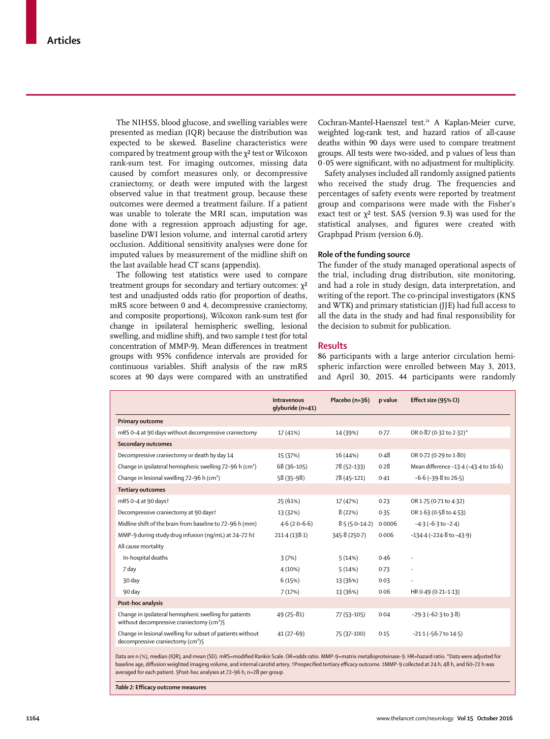The NIHSS, blood glucose, and swelling variables were presented as median (IQR) because the distribution was expected to be skewed. Baseline characteristics were compared by treatment group with the $\chi^2$ test or Wilcoxon rank-sum test. For imaging outcomes, missing data caused by comfort measures only, or decompressive craniectomy, or death were imputed with the largest observed value in that treatment group, because these outcomes were deemed a treatment failure. If a patient was unable to tolerate the MRI scan, imputation was done with a regression approach adjusting for age, baseline DWI lesion volume, and internal carotid artery occlusion. Additional sensitivity analyses were done for imputed values by measurement of the midline shift on the last available head CT scans (appendix).

The following test statistics were used to compare treatment groups for secondary and tertiary outcomes: $\chi^2$ test and unadjusted odds ratio (for proportion of deaths, mRS score between 0 and 4, decompressive craniectomy, and composite proportions), Wilcoxon rank-sum test (for change in ipsilateral hemispheric swelling, lesional swelling, and midline shift), and two sample *t* test (for total concentration of MMP-9). Mean differences in treatment groups with 95% confidence intervals are provided for continuous variables. Shift analysis of the raw mRS scores at 90 days were compared with an unstratified Cochran-Mantel-Haenszel test.[24] A Kaplan-Meier curve, weighted log-rank test, and hazard ratios of all-cause deaths within 90 days were used to compare treatment groups. All tests were two-sided, and p values of less than 0·05 were significant, with no adjustment for multiplicity.

Safety analyses included all randomly assigned patients who received the study drug. The frequencies and percentages of safety events were reported by treatment group and comparisons were made with the Fisher's exact test or $\chi^2$ test. SAS (version 9.3) was used for the statistical analyses, and figures were created with Graphpad Prism (version 6.0).

### Role of the funding source

The funder of the study managed operational aspects of the trial, including drug distribution, site monitoring, and had a role in study design, data interpretation, and writing of the report. The co-principal investigators (KNS and WTK) and primary statistician (JJE) had full access to all the data in the study and had final responsibility for the decision to submit for publication.

## Results

86 participants with a large anterior circulation hemispheric infarction were enrolled between May 3, 2013, and April 30, 2015. 44 participants were randomly

| | Intravenous glyburide (n=41) | Placebo (n=36) | p value | Effect size (95% CI) |
|---|---|---|---|---|
| **Primary outcome** | | | | |
| mRS 0–4 at 90 days without decompressive craniectomy | 17 (41%) | 14 (39%) | 0·77 | OR 0·87 (0·32 to 2·32)* |
| **Secondary outcomes** | | | | |
| Decompressive craniectomy or death by day 14 | 15 (37%) | 16 (44%) | 0·48 | OR 0·72 (0·29 to 1·80) |
| Change in ipsilateral hemispheric swelling 72–96 h (cm³) | 68 (36–105) | 78 (52–133) | 0·28 | Mean difference –13·4 (–43·4 to 16·6) |
| Change in lesional swelling 72–96 h (cm³) | 58 (35–98) | 78 (45–121) | 0·41 | –6·6 (–39·8 to 26·5) |
| **Tertiary outcomes** | | | | |
| mRS 0–4 at 90 days† | 25 (61%) | 17 (47%) | 0·23 | OR 1·75 (0·71 to 4·32) |
| Decompressive craniectomy at 90 days† | 13 (32%) | 8 (22%) | 0·35 | OR 1·63 (0·58 to 4·53) |
| Midline shift of the brain from baseline to 72–96 h (mm) | 4·6 (2·0–6·6) | 8·5 (5·0–14·2) | 0·0006 | –4·3 (–6·3 to –2·4) |
| MMP-9 during study drug infusion (ng/mL) at 24–72 h‡ | 211·4 (138·1) | 345·8 (250·7) | 0·006 | –134·4 (–224·8 to –43·9) |
| All cause mortality | | | | |
| In-hospital deaths | 3 (7%) | 5 (14%) | 0·46 | .. |
| 7 day | 4 (10%) | 5 (14%) | 0·73 | .. |
| 30 day | 6 (15%) | 13 (36%) | 0·03 | .. |
| 90 day | 7 (17%) | 13 (36%) | 0·06 | HR 0·49 (0·21–1·13) |
| **Post-hoc analysis** | | | | |
| Change in ipsilateral hemispheric swelling for patients without decompressive craniectomy (cm³)§ | 49 (25–81) | 77 (53–105) | 0·04 | –29·3 (–62·3 to 3·8) |
| Change in lesional swelling for subset of patients without decompressive craniectomy (cm³)§ | 41 (27–69) | 75 (37–100) | 0·15 | –21·1 (–56·7 to 14·5) |

Data are n (%), median (IQR), and mean (SD). mRS=modified Rankin Scale. OR=odds ratio. MMP-9=matrix metalloproteinase-9. HR=hazard ratio. *Data were adjusted for baseline age, diffusion weighted imaging volume, and internal carotid artery. †Prespecified tertiary efficacy outcome. ‡MMP-9 collected at 24 h, 48 h, and 60–72 h was averaged for each patient. §Post-hoc analyses at 72–96 h, n=28 per group.

***Table 2:* Efficacy outcome measures**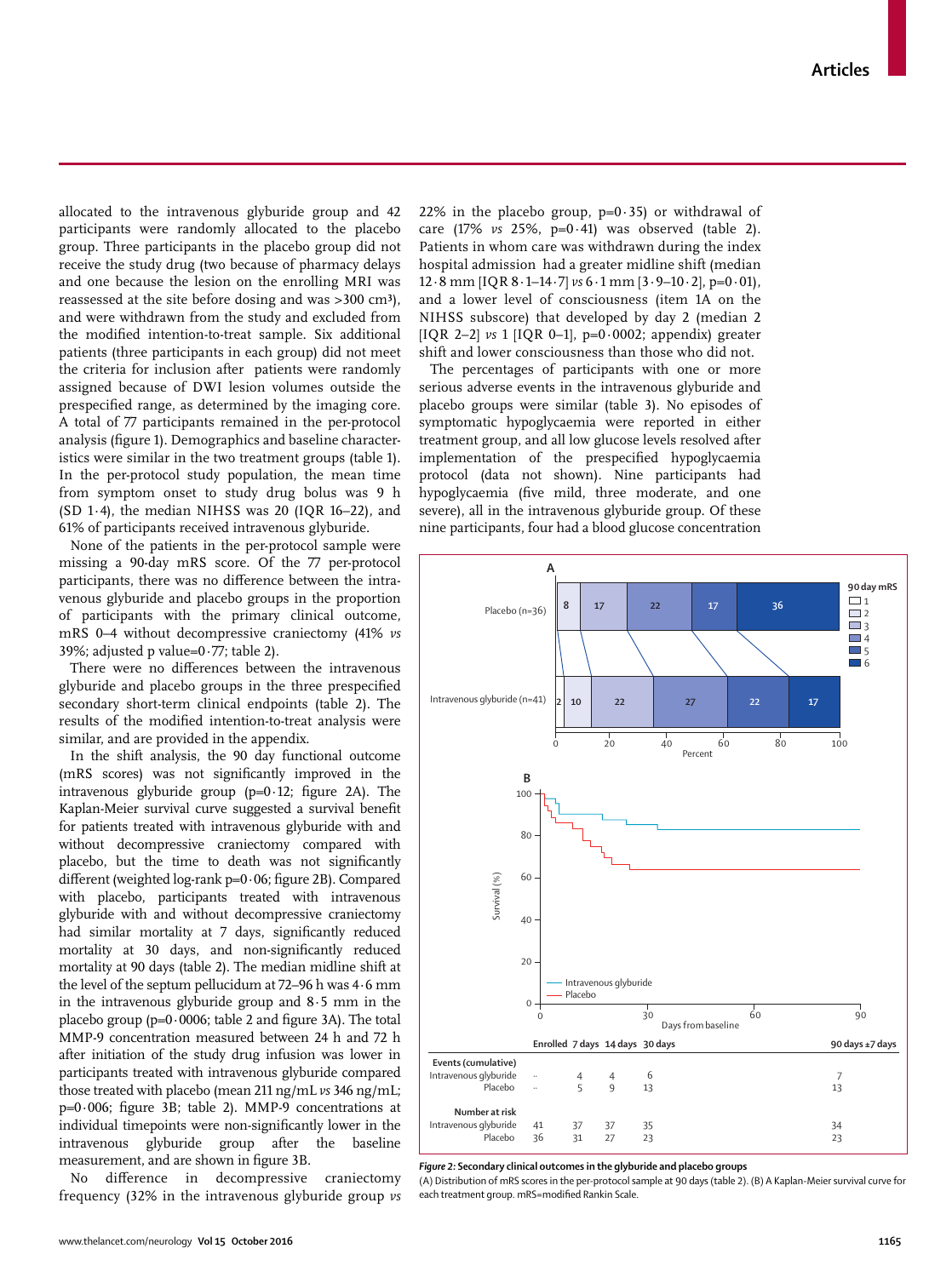allocated to the intravenous glyburide group and 42 participants were randomly allocated to the placebo group. Three participants in the placebo group did not receive the study drug (two because of pharmacy delays and one because the lesion on the enrolling MRI was reassessed at the site before dosing and was >300 cm³), and were withdrawn from the study and excluded from the modified intention-to-treat sample. Six additional patients (three participants in each group) did not meet the criteria for inclusion after patients were randomly assigned because of DWI lesion volumes outside the prespecified range, as determined by the imaging core. A total of 77 participants remained in the per-protocol analysis (figure 1). Demographics and baseline characteristics were similar in the two treatment groups (table 1). In the per-protocol study population, the mean time from symptom onset to study drug bolus was 9 h (SD 1·4), the median NIHSS was 20 (IQR 16–22), and 61% of participants received intravenous glyburide.

None of the patients in the per-protocol sample were missing a 90-day mRS score. Of the 77 per-protocol participants, there was no difference between the intravenous glyburide and placebo groups in the proportion of participants with the primary clinical outcome, mRS 0–4 without decompressive craniectomy (41% *vs* 39%; adjusted p value=0·77; table 2).

There were no differences between the intravenous glyburide and placebo groups in the three prespecified secondary short-term clinical endpoints (table 2). The results of the modified intention-to-treat analysis were similar, and are provided in the appendix.

In the shift analysis, the 90 day functional outcome (mRS scores) was not significantly improved in the intravenous glyburide group (p=0·12; figure 2A). The Kaplan-Meier survival curve suggested a survival benefit for patients treated with intravenous glyburide with and without decompressive craniectomy compared with placebo, but the time to death was not significantly different (weighted log-rank p=0·06; figure 2B). Compared with placebo, participants treated with intravenous glyburide with and without decompressive craniectomy had similar mortality at 7 days, significantly reduced mortality at 30 days, and non-significantly reduced mortality at 90 days (table 2). The median midline shift at the level of the septum pellucidum at 72–96 h was 4·6 mm in the intravenous glyburide group and 8·5 mm in the placebo group (p=0·0006; table 2 and figure 3A). The total MMP-9 concentration measured between 24 h and 72 h after initiation of the study drug infusion was lower in participants treated with intravenous glyburide compared those treated with placebo (mean 211 ng/mL *vs* 346 ng/mL; p=0·006; figure 3B; table 2). MMP-9 concentrations at individual timepoints were non-significantly lower in the intravenous glyburide group after the baseline measurement, and are shown in figure 3B.

No difference in decompressive craniectomy frequency (32% in the intravenous glyburide group *vs* 22% in the placebo group, p=0·35) or withdrawal of care (17% *vs* 25%, p=0·41) was observed (table 2). Patients in whom care was withdrawn during the index hospital admission had a greater midline shift (median 12·8 mm [IQR 8·1–14·7] *vs* 6·1 mm [3·9–10·2], p=0·01), and a lower level of consciousness (item 1A on the NIHSS subscore) that developed by day 2 (median 2 [IQR 2–2] *vs* 1 [IQR 0–1], p=0·0002; appendix) greater shift and lower consciousness than those who did not.

The percentages of participants with one or more serious adverse events in the intravenous glyburide and placebo groups were similar (table 3). No episodes of symptomatic hypoglycaemia were reported in either treatment group, and all low glucose levels resolved after implementation of the prespecified hypoglycaemia protocol (data not shown). Nine participants had hypoglycaemia (five mild, three moderate, and one severe), all in the intravenous glyburide group. Of these nine participants, four had a blood glucose concentration

**A**

| 90 day mRS | 1 | 2 | 3 | 4 | 5 | 6 |
|---|---|---|---|---|---|---|
| Placebo (n=36) | 8 | 17 | 22 | 17 | 36 | |
| Intravenous glyburide (n=41) | 2 | 10 | 22 | 27 | 22 | 17 |

**B**

| | Enrolled | 7 days | 14 days | 30 days | 90 days ±7 days |
|---|---|---|---|---|---|
| **Events (cumulative)** | | | | | |
| Intravenous glyburide | .. | 4 | 4 | 6 | 7 |
| Placebo | .. | 5 | 9 | 13 | 13 |
| **Number at risk** | | | | | |
| Intravenous glyburide | 41 | 37 | 37 | 35 | 34 |
| Placebo | 36 | 31 | 27 | 23 | 23 |

*Figure 2:* **Secondary clinical outcomes in the glyburide and placebo groups**
(A) Distribution of mRS scores in the per-protocol sample at 90 days (table 2). (B) A Kaplan-Meier survival curve for each treatment group. mRS=modified Rankin Scale.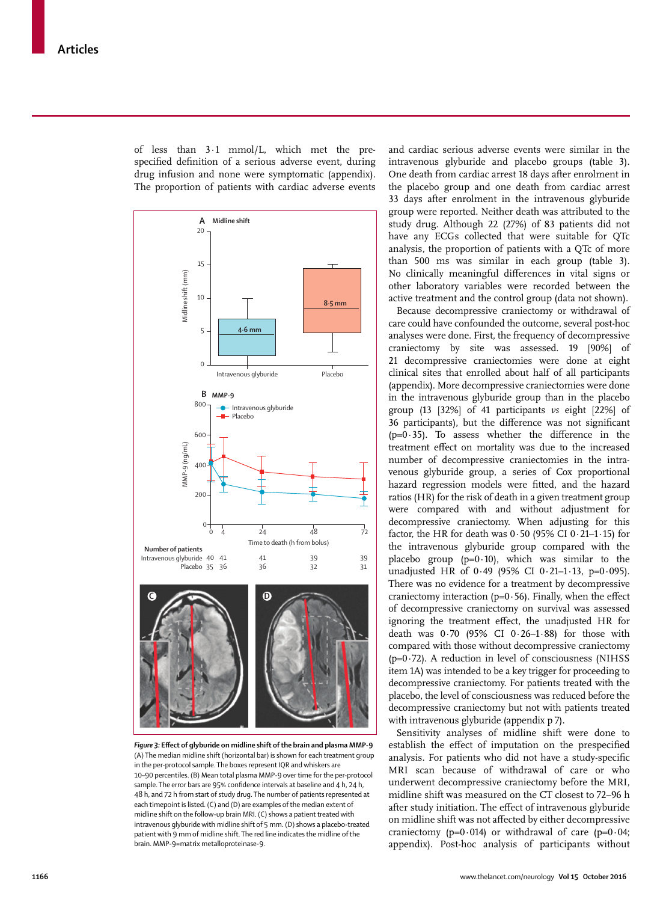of less than 3·1 mmol/L, which met the prespecified definition of a serious adverse event, during drug infusion and none were symptomatic (appendix). The proportion of patients with cardiac adverse events and cardiac serious adverse events were similar in the intravenous glyburide and placebo groups (table 3). One death from cardiac arrest 18 days after enrolment in the placebo group and one death from cardiac arrest 33 days after enrolment in the intravenous glyburide group were reported. Neither death was attributed to the study drug. Although 22 (27%) of 83 patients did not have any ECGs collected that were suitable for QTc analysis, the proportion of patients with a QTc of more than 500 ms was similar in each group (table 3). No clinically meaningful differences in vital signs or other laboratory variables were recorded between the active treatment and the control group (data not shown).

Because decompressive craniectomy or withdrawal of care could have confounded the outcome, several post-hoc analyses were done. First, the frequency of decompressive craniectomy by site was assessed. 19 [90%] of 21 decompressive craniectomies were done at eight clinical sites that enrolled about half of all participants (appendix). More decompressive craniectomies were done in the intravenous glyburide group than in the placebo group (13 [32%] of 41 participants *vs* eight [22%] of 36 participants), but the difference was not significant (p=0·35). To assess whether the difference in the treatment effect on mortality was due to the increased number of decompressive craniectomies in the intravenous glyburide group, a series of Cox proportional hazard regression models were fitted, and the hazard ratios (HR) for the risk of death in a given treatment group were compared with and without adjustment for decompressive craniectomy. When adjusting for this factor, the HR for death was 0·50 (95% CI 0·21–1·15) for the intravenous glyburide group compared with the placebo group (p=0·10), which was similar to the unadjusted HR of 0·49 (95% CI 0·21–1·13, p=0·095). There was no evidence for a treatment by decompressive craniectomy interaction (p=0·56). Finally, when the effect of decompressive craniectomy on survival was assessed ignoring the treatment effect, the unadjusted HR for death was 0·70 (95% CI 0·26–1·88) for those with compared with those without decompressive craniectomy (p=0·72). A reduction in level of consciousness (NIHSS item 1A) was intended to be a key trigger for proceeding to decompressive craniectomy. For patients treated with the placebo, the level of consciousness was reduced before the decompressive craniectomy but not with patients treated with intravenous glyburide (appendix p 7).

Sensitivity analyses of midline shift were done to establish the effect of imputation on the prespecified analysis. For patients who did not have a study-specific MRI scan because of withdrawal of care or who underwent decompressive craniectomy before the MRI, midline shift was measured on the CT closest to 72–96 h after study initiation. The effect of intravenous glyburide on midline shift was not affected by either decompressive craniectomy (p=0·014) or withdrawal of care (p=0·04; appendix). Post-hoc analysis of participants without

**Figure 3: Effect of glyburide on midline shift of the brain and plasma MMP-9**
(A) The median midline shift (horizontal bar) is shown for each treatment group in the per-protocol sample. The boxes represent IQR and whiskers are 10–90 percentiles. (B) Mean total plasma MMP-9 over time for the per-protocol sample. The error bars are 95% confidence intervals at baseline and 4 h, 24 h, 48 h, and 72 h from start of study drug. The number of patients represented at each timepoint is listed. (C) and (D) are examples of the median extent of midline shift on the follow-up brain MRI. (C) shows a patient treated with intravenous glyburide with midline shift of 5 mm. (D) shows a placebo-treated patient with 9 mm of midline shift. The red line indicates the midline of the brain. MMP-9=matrix metalloproteinase-9.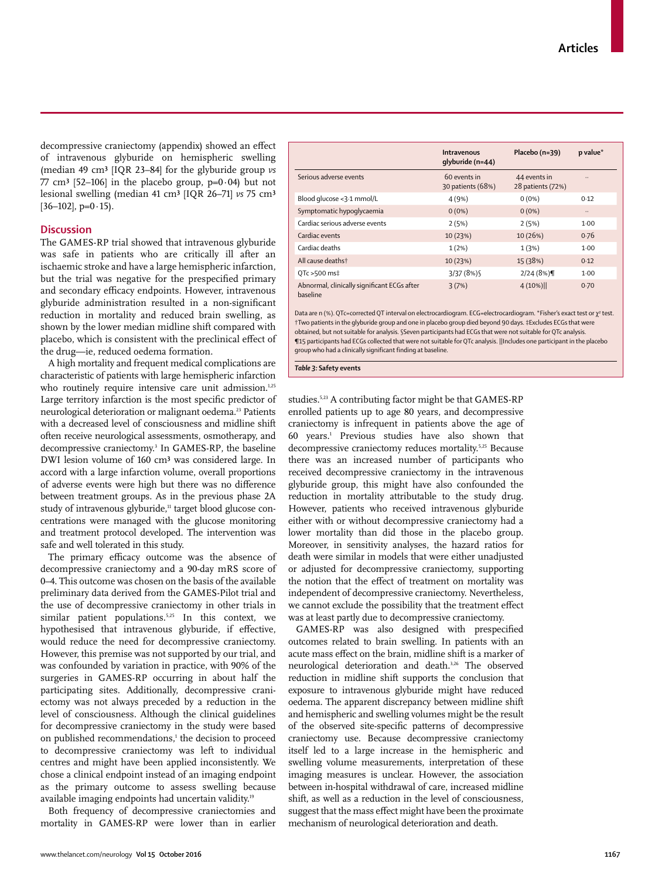decompressive craniectomy (appendix) showed an effect of intravenous glyburide on hemispheric swelling (median 49 cm³ [IQR 23–84] for the glyburide group *vs* 77 cm³ [52–106] in the placebo group, p=0·04) but not lesional swelling (median 41 cm³ [IQR 26–71] *vs* 75 cm³ [36–102], p=0·15).

## Discussion

The GAMES-RP trial showed that intravenous glyburide was safe in patients who are critically ill after an ischaemic stroke and have a large hemispheric infarction, but the trial was negative for the prespecified primary and secondary efficacy endpoints. However, intravenous glyburide administration resulted in a non-significant reduction in mortality and reduced brain swelling, as shown by the lower median midline shift compared with placebo, which is consistent with the preclinical effect of the drug—ie, reduced oedema formation.

A high mortality and frequent medical complications are characteristic of patients with large hemispheric infarction who routinely require intensive care unit admission.[1,25] Large territory infarction is the most specific predictor of neurological deterioration or malignant oedema.[23] Patients with a decreased level of consciousness and midline shift often receive neurological assessments, osmotherapy, and decompressive craniectomy.[3] In GAMES-RP, the baseline DWI lesion volume of 160 cm³ was considered large. In accord with a large infarction volume, overall proportions of adverse events were high but there was no difference between treatment groups. As in the previous phase 2A study of intravenous glyburide,[11] target blood glucose concentrations were managed with the glucose monitoring and treatment protocol developed. The intervention was safe and well tolerated in this study.

The primary efficacy outcome was the absence of decompressive craniectomy and a 90-day mRS score of 0–4. This outcome was chosen on the basis of the available preliminary data derived from the GAMES-Pilot trial and the use of decompressive craniectomy in other trials in similar patient populations.[5,25] In this context, we hypothesised that intravenous glyburide, if effective, would reduce the need for decompressive craniectomy. However, this premise was not supported by our trial, and was confounded by variation in practice, with 90% of the surgeries in GAMES-RP occurring in about half the participating sites. Additionally, decompressive craniectomy was not always preceded by a reduction in the level of consciousness. Although the clinical guidelines for decompressive craniectomy in the study were based on published recommendations,[1] the decision to proceed to decompressive craniectomy was left to individual centres and might have been applied inconsistently. We chose a clinical endpoint instead of an imaging endpoint as the primary outcome to assess swelling because available imaging endpoints had uncertain validity.[19]

Both frequency of decompressive craniectomies and mortality in GAMES-RP were lower than in earlier studies.[5,23] A contributing factor might be that GAMES-RP enrolled patients up to age 80 years, and decompressive craniectomy is infrequent in patients above the age of 60 years.[1] Previous studies have also shown that decompressive craniectomy reduces mortality.[5,25] Because there was an increased number of participants who received decompressive craniectomy in the intravenous glyburide group, this might have also confounded the reduction in mortality attributable to the study drug. However, patients who received intravenous glyburide either with or without decompressive craniectomy had a lower mortality than did those in the placebo group. Moreover, in sensitivity analyses, the hazard ratios for death were similar in models that were either unadjusted or adjusted for decompressive craniectomy, supporting the notion that the effect of treatment on mortality was independent of decompressive craniectomy. Nevertheless, we cannot exclude the possibility that the treatment effect was at least partly due to decompressive craniectomy.

GAMES-RP was also designed with prespecified outcomes related to brain swelling. In patients with an acute mass effect on the brain, midline shift is a marker of neurological deterioration and death.[3,26] The observed reduction in midline shift supports the conclusion that exposure to intravenous glyburide might have reduced oedema. The apparent discrepancy between midline shift and hemispheric and swelling volumes might be the result of the observed site-specific patterns of decompressive craniectomy use. Because decompressive craniectomy itself led to a large increase in the hemispheric and swelling volume measurements, interpretation of these imaging measures is unclear. However, the association between in-hospital withdrawal of care, increased midline shift, as well as a reduction in the level of consciousness, suggest that the mass effect might have been the proximate mechanism of neurological deterioration and death.

| | Intravenous glyburide (n=44) | Placebo (n=39) | p value* |
|---|---|---|---|
| Serious adverse events | 60 events in 30 patients (68%) | 44 events in 28 patients (72%) | .. |
| Blood glucose <3·1 mmol/L | 4 (9%) | 0 (0%) | 0·12 |
| Symptomatic hypoglycaemia | 0 (0%) | 0 (0%) | .. |
| Cardiac serious adverse events | 2 (5%) | 2 (5%) | 1·00 |
| Cardiac events | 10 (23%) | 10 (26%) | 0·76 |
| Cardiac deaths | 1 (2%) | 1 (3%) | 1·00 |
| All cause deaths† | 10 (23%) | 15 (38%) | 0·12 |
| QTc >500 ms‡ | 3/37 (8%)§ | 2/24 (8%)¶ | 1·00 |
| Abnormal, clinically significant ECGs after baseline | 3 (7%) | 4 (10%)‖ | 0·70 |

Data are n (%). QTc=corrected QT interval on electrocardiogram. ECG=electrocardiogram. *Fisher's exact test or $\chi^2$ test. †Two patients in the glyburide group and one in placebo group died beyond 90 days. ‡Excludes ECGs that were obtained, but not suitable for analysis. §Seven participants had ECGs that were not suitable for QTc analysis. ¶15 participants had ECGs collected that were not suitable for QTc analysis. ‖Includes one participant in the placebo group who had a clinically significant finding at baseline.

*Table 3:* **Safety events**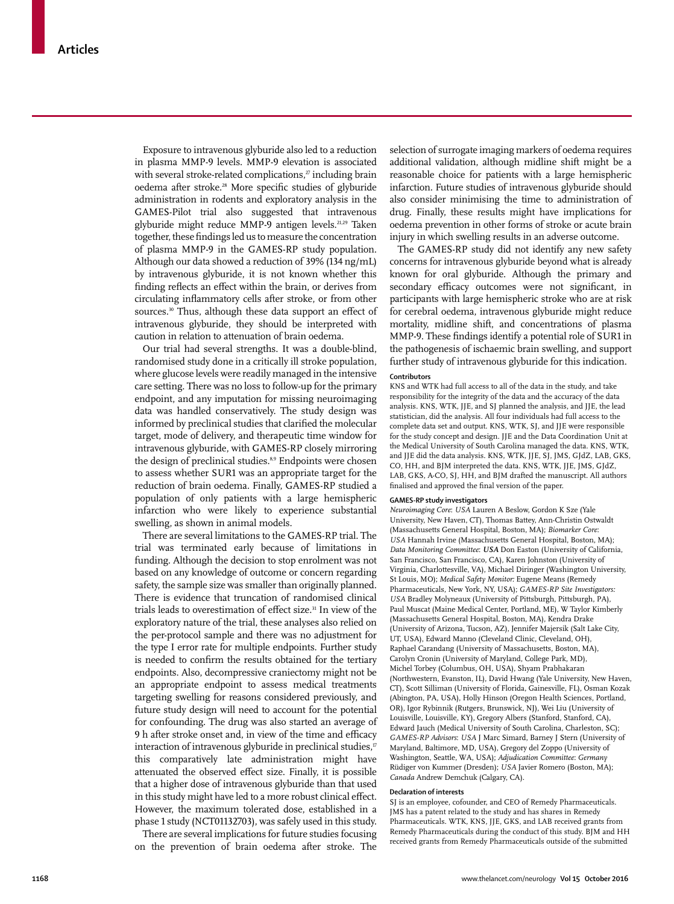Exposure to intravenous glyburide also led to a reduction in plasma MMP-9 levels. MMP-9 elevation is associated with several stroke-related complications,[27] including brain oedema after stroke.[28] More specific studies of glyburide administration in rodents and exploratory analysis in the GAMES-Pilot trial also suggested that intravenous glyburide might reduce MMP-9 antigen levels.[21,29] Taken together, these findings led us to measure the concentration of plasma MMP-9 in the GAMES-RP study population. Although our data showed a reduction of 39% (134 ng/mL) by intravenous glyburide, it is not known whether this finding reflects an effect within the brain, or derives from circulating inflammatory cells after stroke, or from other sources.[30] Thus, although these data support an effect of intravenous glyburide, they should be interpreted with caution in relation to attenuation of brain oedema.

Our trial had several strengths. It was a double-blind, randomised study done in a critically ill stroke population, where glucose levels were readily managed in the intensive care setting. There was no loss to follow-up for the primary endpoint, and any imputation for missing neuroimaging data was handled conservatively. The study design was informed by preclinical studies that clarified the molecular target, mode of delivery, and therapeutic time window for intravenous glyburide, with GAMES-RP closely mirroring the design of preclinical studies.[8,9] Endpoints were chosen to assess whether SUR1 was an appropriate target for the reduction of brain oedema. Finally, GAMES-RP studied a population of only patients with a large hemispheric infarction who were likely to experience substantial swelling, as shown in animal models.

There are several limitations to the GAMES-RP trial. The trial was terminated early because of limitations in funding. Although the decision to stop enrolment was not based on any knowledge of outcome or concern regarding safety, the sample size was smaller than originally planned. There is evidence that truncation of randomised clinical trials leads to overestimation of effect size.[31] In view of the exploratory nature of the trial, these analyses also relied on the per-protocol sample and there was no adjustment for the type I error rate for multiple endpoints. Further study is needed to confirm the results obtained for the tertiary endpoints. Also, decompressive craniectomy might not be an appropriate endpoint to assess medical treatments targeting swelling for reasons considered previously, and future study design will need to account for the potential for confounding. The drug was also started an average of 9 h after stroke onset and, in view of the time and efficacy interaction of intravenous glyburide in preclinical studies,[17] this comparatively late administration might have attenuated the observed effect size. Finally, it is possible that a higher dose of intravenous glyburide than that used in this study might have led to a more robust clinical effect. However, the maximum tolerated dose, established in a phase 1 study (NCT01132703), was safely used in this study.

There are several implications for future studies focusing on the prevention of brain oedema after stroke. The selection of surrogate imaging markers of oedema requires additional validation, although midline shift might be a reasonable choice for patients with a large hemispheric infarction. Future studies of intravenous glyburide should also consider minimising the time to administration of drug. Finally, these results might have implications for oedema prevention in other forms of stroke or acute brain injury in which swelling results in an adverse outcome.

The GAMES-RP study did not identify any new safety concerns for intravenous glyburide beyond what is already known for oral glyburide. Although the primary and secondary efficacy outcomes were not significant, in participants with large hemispheric stroke who are at risk for cerebral oedema, intravenous glyburide might reduce mortality, midline shift, and concentrations of plasma MMP-9. These findings identify a potential role of SUR1 in the pathogenesis of ischaemic brain swelling, and support further study of intravenous glyburide for this indication.

#### Contributors

KNS and WTK had full access to all of the data in the study, and take responsibility for the integrity of the data and the accuracy of the data analysis. KNS, WTK, JJE, and SJ planned the analysis, and JJE, the lead statistician, did the analysis. All four individuals had full access to the complete data set and output. KNS, WTK, SJ, and JJE were responsible for the study concept and design. JJE and the Data Coordination Unit at the Medical University of South Carolina managed the data. KNS, WTK, and JJE did the data analysis. KNS, WTK, JJE, SJ, JMS, GJdZ, LAB, GKS, CO, HH, and BJM interpreted the data. KNS, WTK, JJE, JMS, GJdZ, LAB, GKS, A-CO, SJ, HH, and BJM drafted the manuscript. All authors finalised and approved the final version of the paper.

#### GAMES-RP study investigators

*Neuroimaging Core*: *USA* Lauren A Beslow, Gordon K Sze (Yale University, New Haven, CT), Thomas Battey, Ann-Christin Ostwaldt (Massachusetts General Hospital, Boston, MA); *Biomarker Core*: *USA* Hannah Irvine (Massachusetts General Hospital, Boston, MA); *Data Monitoring Committee*: ***USA*** Don Easton (University of California, San Francisco, San Francisco, CA), Karen Johnston (University of Virginia, Charlottesville, VA), Michael Diringer (Washington University, St Louis, MO); *Medical Safety Monitor:* Eugene Means (Remedy Pharmaceuticals, New York, NY, USA); *GAMES-RP Site Investigators: USA* Bradley Molyneaux (University of Pittsburgh, Pittsburgh, PA), Paul Muscat (Maine Medical Center, Portland, ME), W Taylor Kimberly (Massachusetts General Hospital, Boston, MA), Kendra Drake (University of Arizona, Tucson, AZ), Jennifer Majersik (Salt Lake City, UT, USA), Edward Manno (Cleveland Clinic, Cleveland, OH), Raphael Carandang (University of Massachusetts, Boston, MA), Carolyn Cronin (University of Maryland, College Park, MD), Michel Torbey (Columbus, OH, USA), Shyam Prabhakaran (Northwestern, Evanston, IL), David Hwang (Yale University, New Haven, CT), Scott Silliman (University of Florida, Gainesville, FL), Osman Kozak (Abington, PA, USA), Holly Hinson (Oregon Health Sciences, Portland, OR), Igor Rybinnik (Rutgers, Brunswick, NJ), Wei Liu (University of Louisville, Louisville, KY), Gregory Albers (Stanford, Stanford, CA), Edward Jauch (Medical University of South Carolina, Charleston, SC); *GAMES-RP Advisors*: *USA* J Marc Simard, Barney J Stern (University of Maryland, Baltimore, MD, USA), Gregory del Zoppo (University of Washington, Seattle, WA, USA); *Adjudication Committee*: *Germany* Rüdiger von Kummer (Dresden); *USA* Javier Romero (Boston, MA); *Canada* Andrew Demchuk (Calgary, CA).

#### Declaration of interests

SJ is an employee, cofounder, and CEO of Remedy Pharmaceuticals. JMS has a patent related to the study and has shares in Remedy Pharmaceuticals. WTK, KNS, JJE, GKS, and LAB received grants from Remedy Pharmaceuticals during the conduct of this study. BJM and HH received grants from Remedy Pharmaceuticals outside of the submitted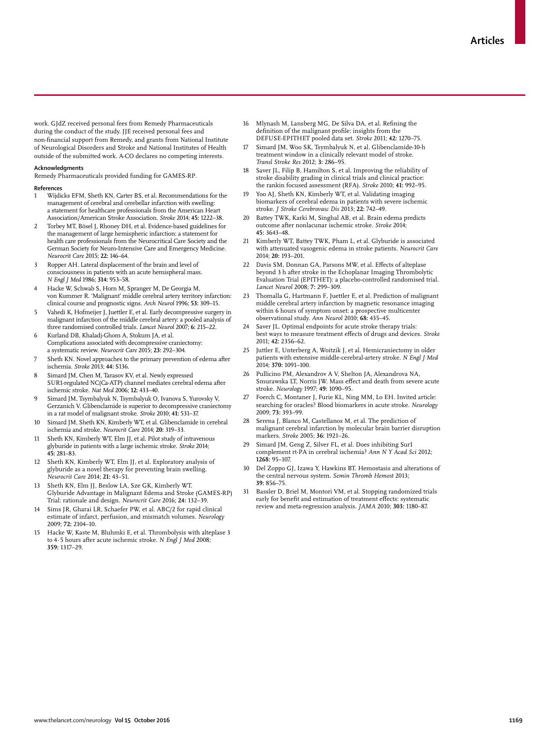work. GJdZ received personal fees from Remedy Pharmaceuticals during the conduct of the study. JJE received personal fees and non-financial support from Remedy, and grants from National Institute of Neurological Disorders and Stroke and National Institutes of Health outside of the submitted work. A-CO declares no competing interests.

**Acknowledgments**

Remedy Pharmaceuticals provided funding for GAMES-RP.

**References**

1. Wijdicks EFM, Sheth KN, Carter BS, et al. Recommendations for the management of cerebral and cerebellar infarction with swelling: a statement for healthcare professionals from the American Heart Association/American Stroke Association. *Stroke* 2014; **45:** 1222–38.
2. Torbey MT, Bösel J, Rhoney DH, et al. Evidence-based guidelines for the management of large hemispheric infarction: a statement for health care professionals from the Neurocritical Care Society and the German Society for Neuro-Intensive Care and Emergency Medicine. *Neurocrit Care* 2015; **22:** 146–64.
3. Ropper AH. Lateral displacement of the brain and level of consciousness in patients with an acute hemispheral mass. *N Engl J Med* 1986; **314:** 953–58.
4. Hacke W, Schwab S, Horn M, Spranger M, De Georgia M, von Kummer R. 'Malignant' middle cerebral artery territory infarction: clinical course and prognostic signs. *Arch Neurol* 1996; **53:** 309–15.
5. Vahedi K, Hofmeijer J, Juettler E, et al. Early decompressive surgery in malignant infarction of the middle cerebral artery: a pooled analysis of three randomised controlled trials. *Lancet Neurol* 2007; **6:** 215–22.
6. Kurland DB, Khaladj-Ghom A, Stokum JA, et al. Complications associated with decompressive craniectomy: a systematic review. *Neurocrit Care* 2015; **23:** 292–304.
7. Sheth KN. Novel approaches to the primary prevention of edema after ischemia. *Stroke* 2013; **44:** S136.
8. Simard JM, Chen M, Tarasov KV, et al. Newly expressed SUR1-regulated NC(Ca-ATP) channel mediates cerebral edema after ischemic stroke. *Nat Med* 2006; **12:** 433–40.
9. Simard JM, Tsymbalyuk N, Tsymbalyuk O, Ivanova S, Yurovsky V, Gerzanich V. Glibenclamide is superior to decompressive craniectomy in a rat model of malignant stroke. *Stroke* 2010; **41:** 531–37.
10. Simard JM, Sheth KN, Kimberly WT, et al. Glibenclamide in cerebral ischemia and stroke. *Neurocrit Care* 2014; **20:** 319–33.
11. Sheth KN, Kimberly WT, Elm JJ, et al. Pilot study of intravenous glyburide in patients with a large ischemic stroke. *Stroke* 2014; **45:** 281–83.
12. Sheth KN, Kimberly WT, Elm JJ, et al. Exploratory analysis of glyburide as a novel therapy for preventing brain swelling. *Neurocrit Care* 2014; **21:** 43–51.
13. Sheth KN, Elm JJ, Beslow LA, Sze GK, Kimberly WT. Glyburide Advantage in Malignant Edema and Stroke (GAMES-RP) Trial: rationale and design. *Neurocrit Care* 2016; **24:** 132–39.
14. Sims JR, Gharai LR, Schaefer PW, et al. ABC/2 for rapid clinical estimate of infarct, perfusion, and mismatch volumes. *Neurology* 2009; **72:** 2104–10.
15. Hacke W, Kaste M, Bluhmki E, et al. Thrombolysis with alteplase 3 to 4·5 hours after acute ischemic stroke. *N Engl J Med* 2008; **359:** 1317–29.
16. Mlynash M, Lansberg MG, De Silva DA, et al. Refining the definition of the malignant profile: insights from the DEFUSE-EPITHET pooled data set. *Stroke* 2011; **42:** 1270–75.
17. Simard JM, Woo SK, Tsymbalyuk N, et al. Glibenclamide-10-h treatment window in a clinically relevant model of stroke. *Transl Stroke Res* 2012; **3:** 286–95.
18. Saver JL, Filip B, Hamilton S, et al. Improving the reliability of stroke disability grading in clinical trials and clinical practice: the rankin focused assessment (RFA). *Stroke* 2010; **41:** 992–95.
19. Yoo AJ, Sheth KN, Kimberly WT, et al. Validating imaging biomarkers of cerebral edema in patients with severe ischemic stroke. *J Stroke Cerebrovasc Dis* 2013; **22:** 742–49.
20. Battey TWK, Karki M, Singhal AB, et al. Brain edema predicts outcome after nonlacunar ischemic stroke. *Stroke* 2014; **45:** 3643–48.
21. Kimberly WT, Battey TWK, Pham L, et al. Glyburide is associated with attenuated vasogenic edema in stroke patients. *Neurocrit Care* 2014; **20:** 193–201.
22. Davis SM, Donnan GA, Parsons MW, et al. Effects of alteplase beyond 3 h after stroke in the Echoplanar Imaging Thrombolytic Evaluation Trial (EPITHET): a placebo-controlled randomised trial. *Lancet Neurol* 2008; **7:** 299–309.
23. Thomalla G, Hartmann F, Juettler E, et al. Prediction of malignant middle cerebral artery infarction by magnetic resonance imaging within 6 hours of symptom onset: a prospective multicenter observational study. *Ann Neurol* 2010; **68:** 435–45.
24. Saver JL. Optimal endpoints for acute stroke therapy trials: best ways to measure treatment effects of drugs and devices. *Stroke* 2011; **42:** 2356–62.
25. Juttler E, Unterberg A, Woitzik J, et al. Hemicraniectomy in older patients with extensive middle-cerebral-artery stroke. *N Engl J Med* 2014; **370:** 1091–100.
26. Pullicino PM, Alexandrov A V, Shelton JA, Alexandrova NA, Smurawska LT, Norris JW. Mass effect and death from severe acute stroke. *Neurology* 1997; **49:** 1090–95.
27. Foerch C, Montaner J, Furie KL, Ning MM, Lo EH. Invited article: searching for oracles? Blood biomarkers in acute stroke. *Neurology* 2009; **73:** 393–99.
28. Serena J, Blanco M, Castellanos M, et al. The prediction of malignant cerebral infarction by molecular brain barrier disruption markers. *Stroke* 2005; **36:** 1921–26.
29. Simard JM, Geng Z, Silver FL, et al. Does inhibiting Sur1 complement rt-PA in cerebral ischemia? *Ann N Y Acad Sci* 2012; **1268:** 95–107.
30. Del Zoppo GJ, Izawa Y, Hawkins BT. Hemostasis and alterations of the central nervous system. *Semin Thromb Hemost* 2013; **39:** 856–75.
31. Bassler D, Briel M, Montori VM, et al. Stopping randomized trials early for benefit and estimation of treatment effects: systematic review and meta-regression analysis. *JAMA* 2010; **303:** 1180–87.